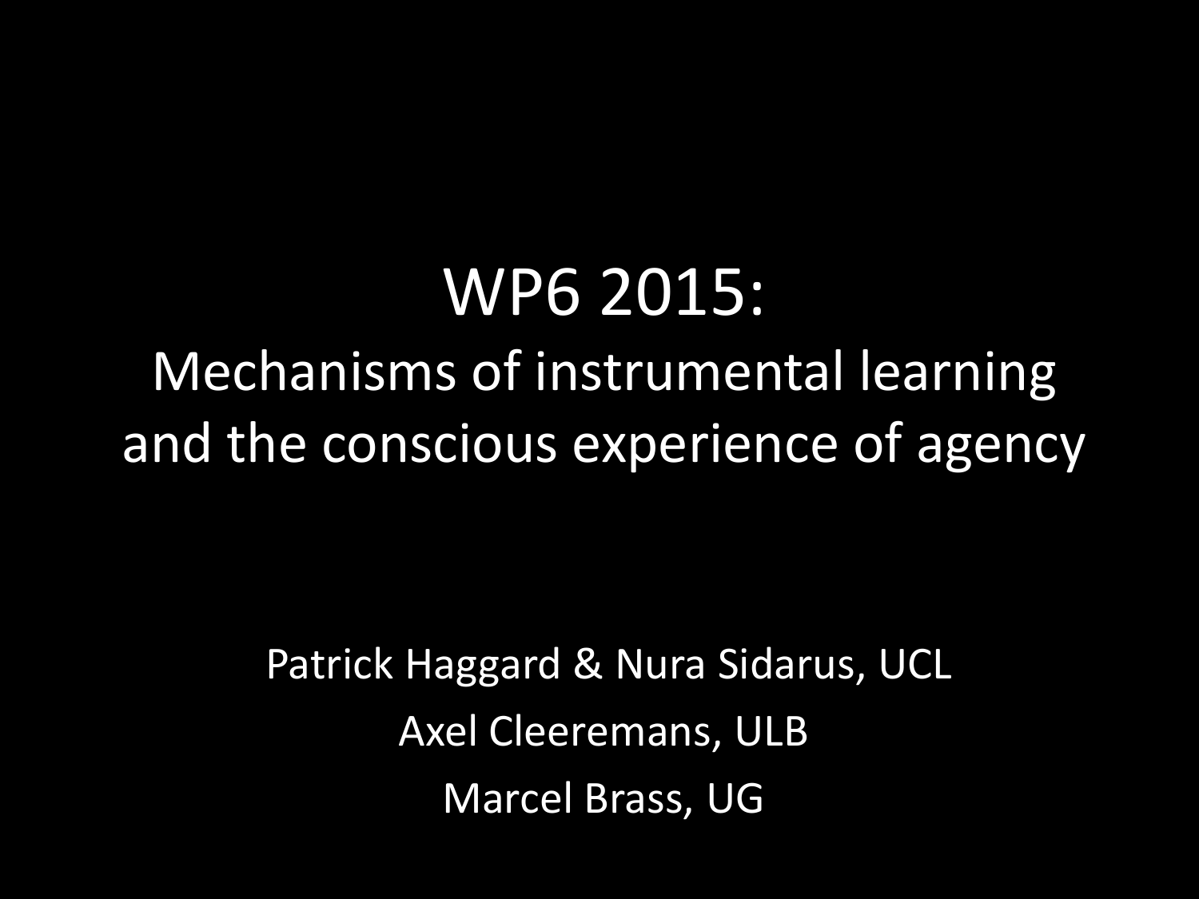# WP6 2015:

## Mechanisms of instrumental learning and the conscious experience of agency

Patrick Haggard & Nura Sidarus, UCL

Axel Cleeremans, ULB

Marcel Brass, UG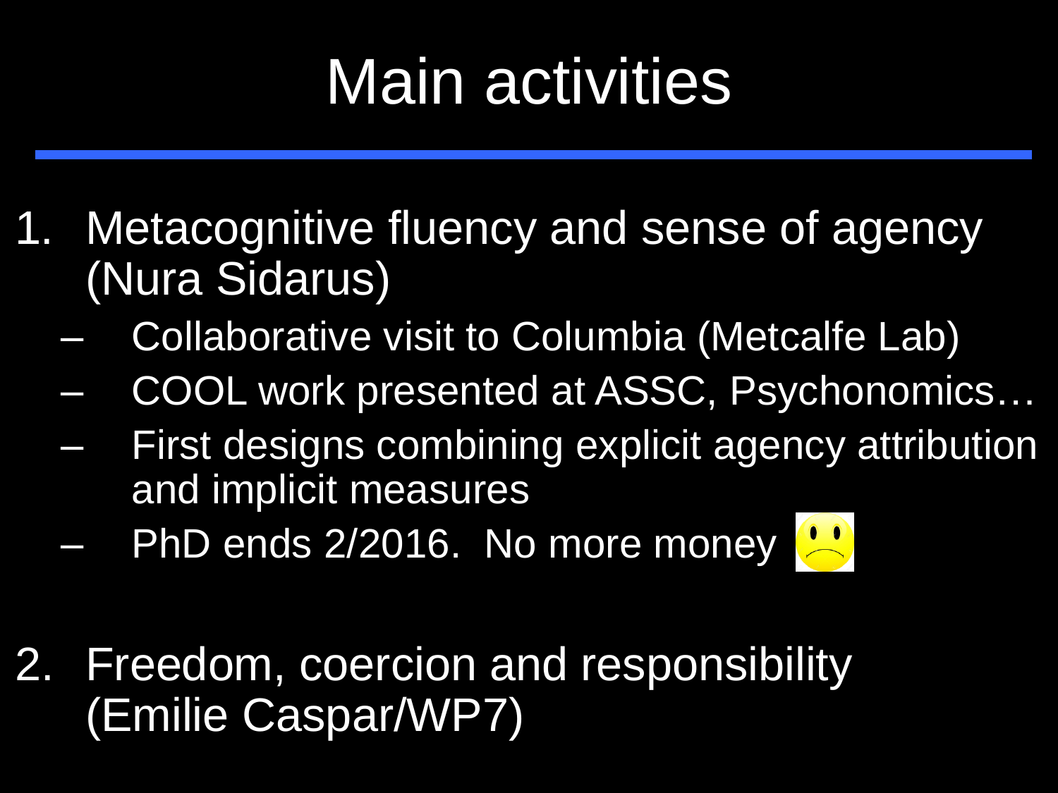# Main activities

1. Metacognitive fluency and sense of agency (Nura Sidarus)
   - Collaborative visit to Columbia (Metcalfe Lab)
   - COOL work presented at ASSC, Psychonomics…
   - First designs combining explicit agency attribution and implicit measures
   - PhD ends 2/2016. No more money

2. Freedom, coercion and responsibility (Emilie Caspar/WP7)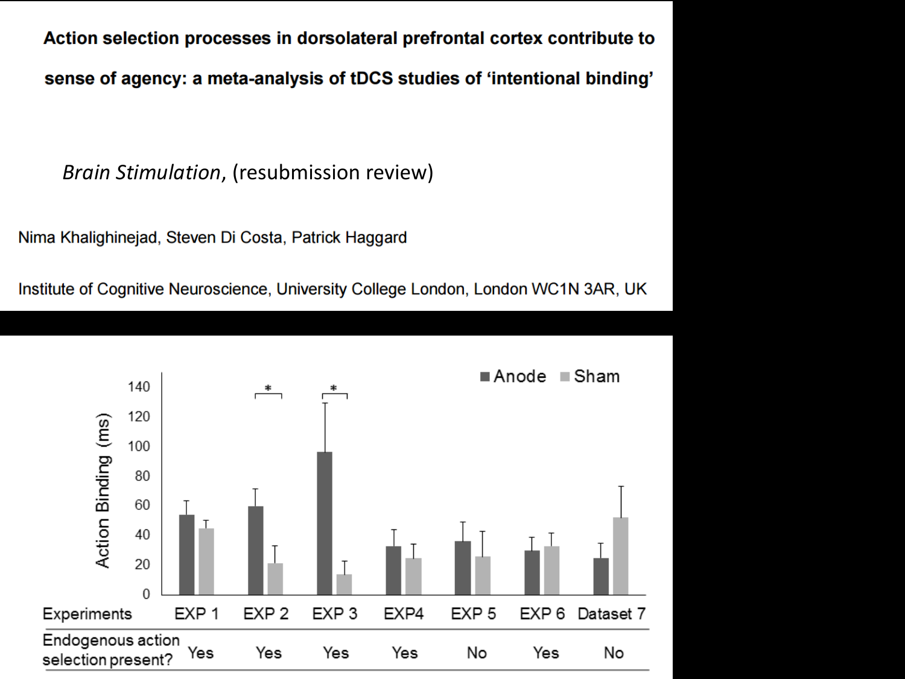**Action selection processes in dorsolateral prefrontal cortex contribute to sense of agency: a meta-analysis of tDCS studies of 'intentional binding'**

*Brain Stimulation*, (resubmission review)

Nima Khalighinejad, Steven Di Costa, Patrick Haggard

Institute of Cognitive Neuroscience, University College London, London WC1N 3AR, UK

Anode
Sham

Action Binding (ms)

140
120
100
80
60
40
20
0

*
*

Experiments: EXP 1, EXP 2, EXP 3, EXP4, EXP 5, EXP 6, Dataset 7

Endogenous action selection present?: Yes, Yes, Yes, Yes, No, Yes, No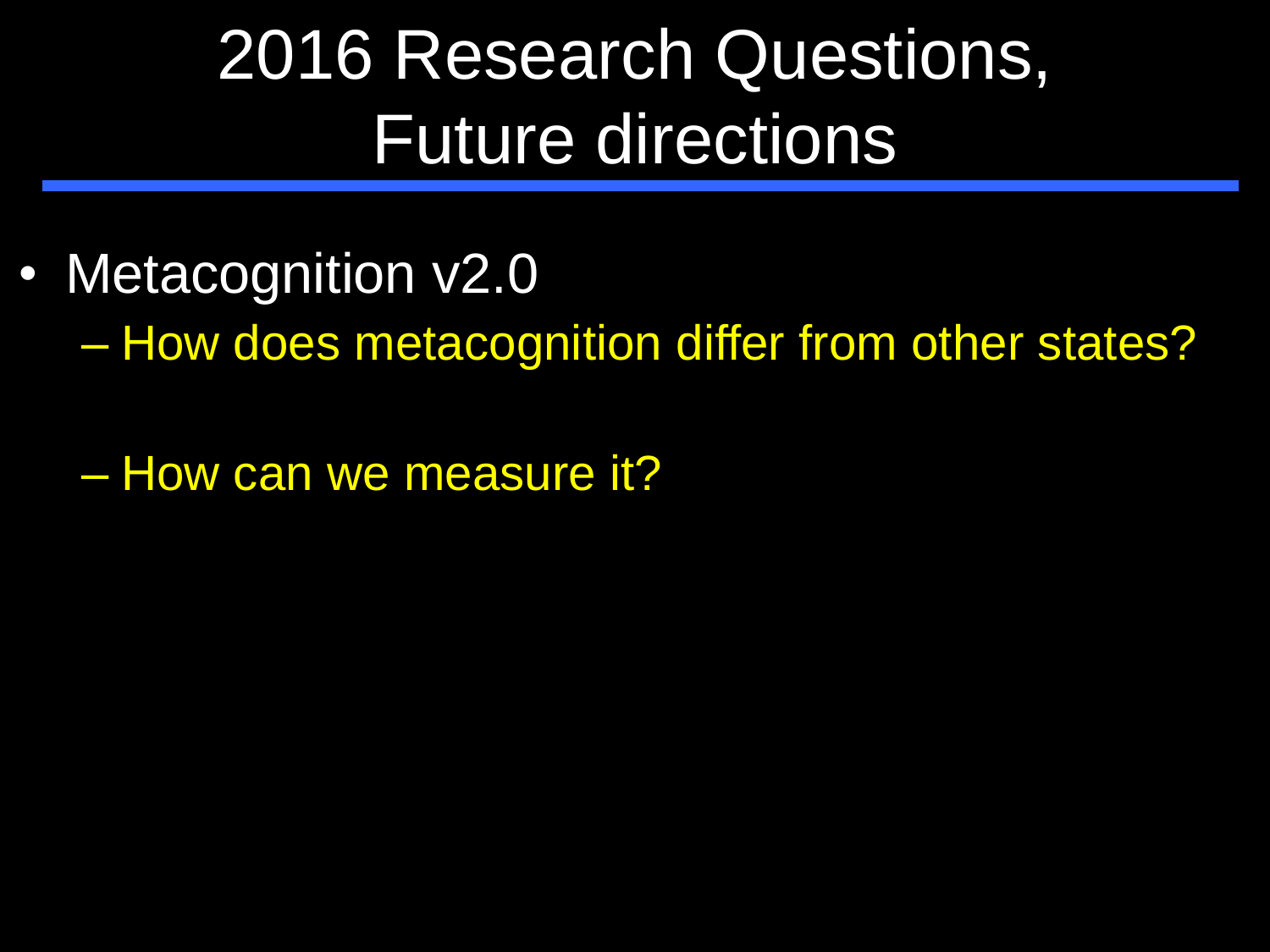# 2016 Research Questions, Future directions

- Metacognition v2.0
  - How does metacognition differ from other states?
  - How can we measure it?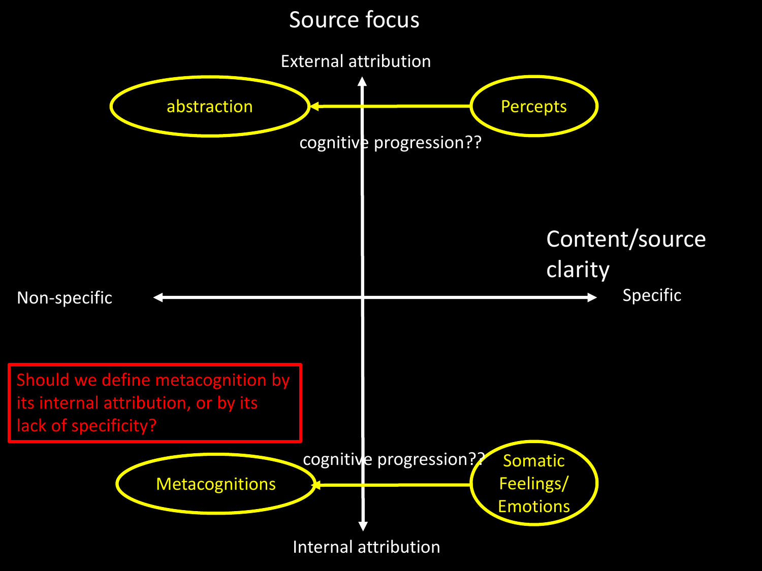Source focus

External attribution

abstraction

Percepts

cognitive progression??

Content/source clarity

Non-specific

Specific

Should we define metacognition by its internal attribution, or by its lack of specificity?

cognitive progression??

Metacognitions

Somatic Feelings/ Emotions

Internal attribution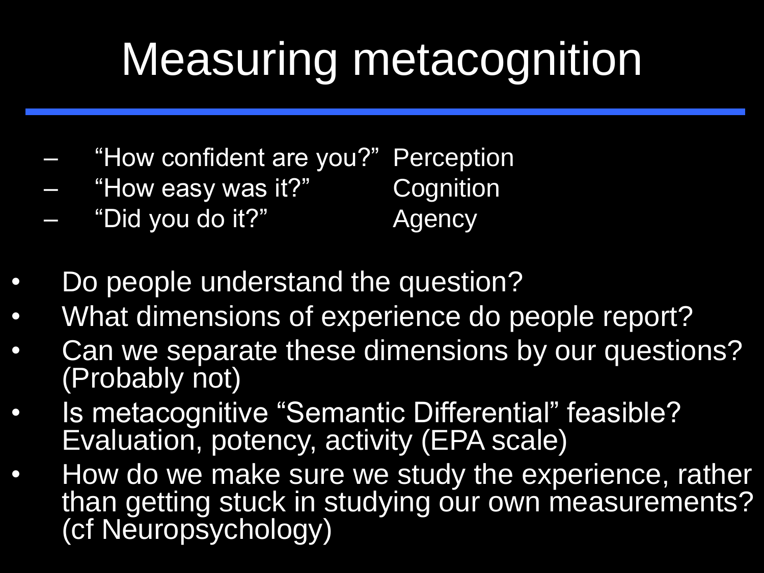# Measuring metacognition

- "How confident are you?" Perception
- "How easy was it?" Cognition
- "Did you do it?" Agency

- Do people understand the question?
- What dimensions of experience do people report?
- Can we separate these dimensions by our questions? (Probably not)
- Is metacognitive "Semantic Differential" feasible? Evaluation, potency, activity (EPA scale)
- How do we make sure we study the experience, rather than getting stuck in studying our own measurements? (cf Neuropsychology)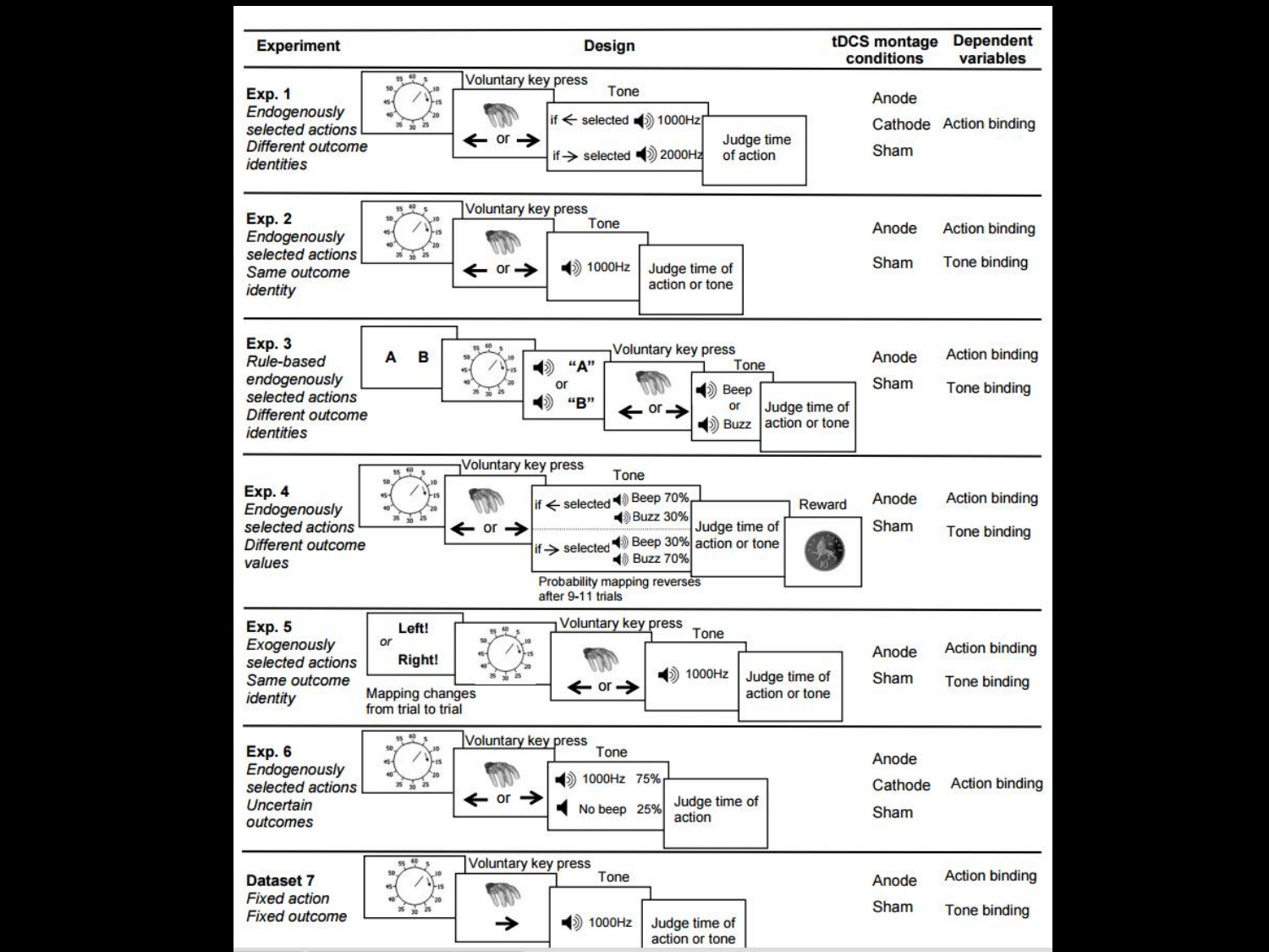| Experiment | Design | tDCS montage conditions | Dependent variables |
|---|---|---|---|
| **Exp. 1** *Endogenously selected actions Different outcome identities* | Voluntary key press ← or → ; Tone: if ← selected 1000Hz, if → selected 2000Hz ; Judge time of action | Anode, Cathode, Sham | Action binding |
| **Exp. 2** *Endogenously selected actions Same outcome identity* | Voluntary key press ← or → ; Tone: 1000Hz ; Judge time of action or tone | Anode, Sham | Action binding, Tone binding |
| **Exp. 3** *Rule-based endogenously selected actions Different outcome identities* | A B ; "A" or "B" ; Voluntary key press ← or → ; Tone: Beep or Buzz ; Judge time of action or tone | Anode, Sham | Action binding, Tone binding |
| **Exp. 4** *Endogenously selected actions Different outcome values* | Voluntary key press ← or → ; Tone: if ← selected Beep 70%, Buzz 30%; if → selected Beep 30%, Buzz 70% ; Judge time of action or tone ; Reward. Probability mapping reverses after 9-11 trials | Anode, Sham | Action binding, Tone binding |
| **Exp. 5** *Exogenously selected actions Same outcome identity* | Left! or Right! (Mapping changes from trial to trial) ; Voluntary key press ← or → ; Tone: 1000Hz ; Judge time of action or tone | Anode, Sham | Action binding, Tone binding |
| **Exp. 6** *Endogenously selected actions Uncertain outcomes* | Voluntary key press ← or → ; Tone: 1000Hz 75%, No beep 25% ; Judge time of action | Anode, Cathode, Sham | Action binding |
| **Dataset 7** *Fixed action Fixed outcome* | Voluntary key press → ; Tone: 1000Hz ; Judge time of action or tone | Anode, Sham | Action binding, Tone binding |